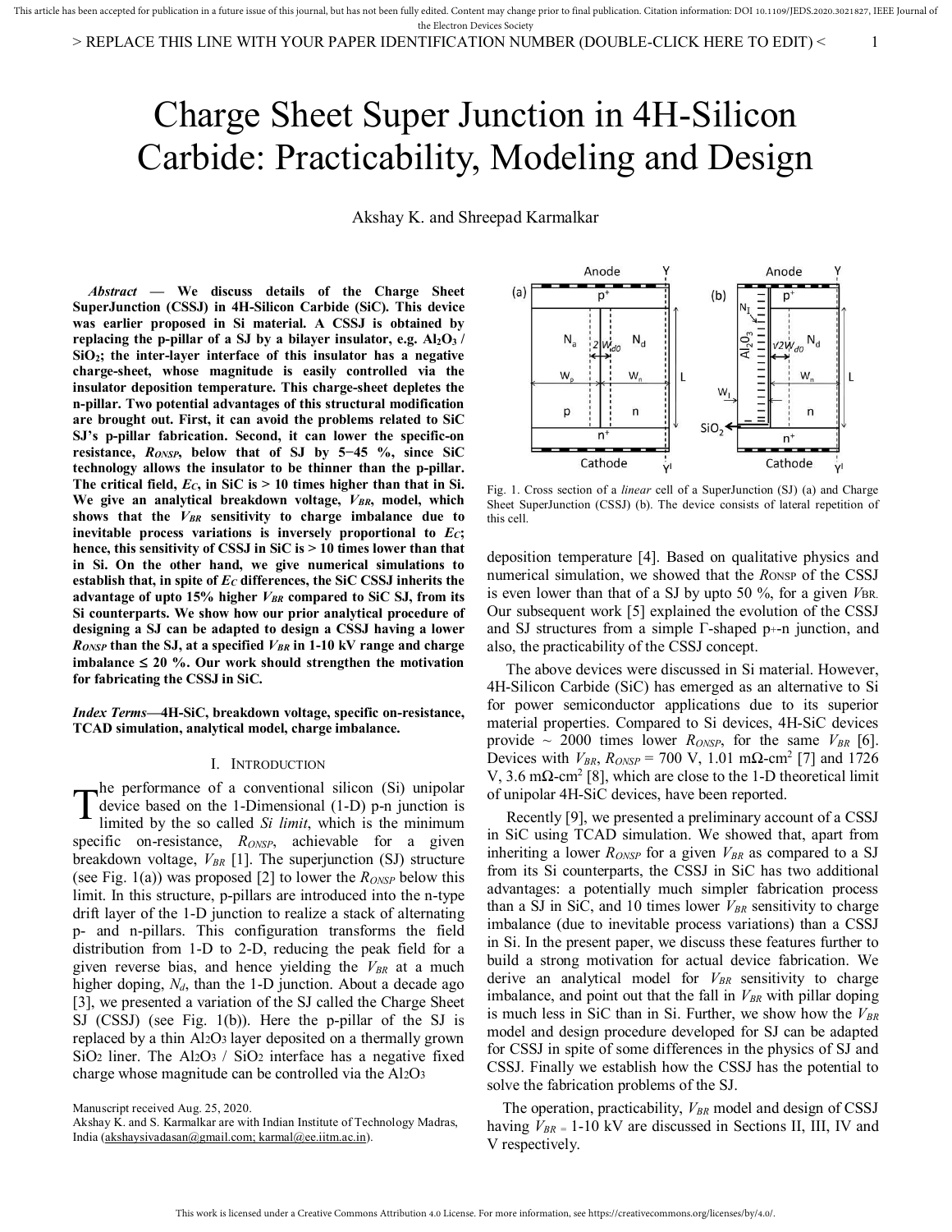# Charge Sheet Super Junction in 4H-Silicon Carbide: Practicability, Modeling and Design

Akshay K. and Shreepad Karmalkar

***Abstract*** **— We discuss details of the Charge Sheet SuperJunction (CSSJ) in 4H-Silicon Carbide (SiC). This device was earlier proposed in Si material. A CSSJ is obtained by replacing the p-pillar of a SJ by a bilayer insulator, e.g. $Al_2O_3$ / $SiO_2$; the inter-layer interface of this insulator has a negative charge-sheet, whose magnitude is easily controlled via the insulator deposition temperature. This charge-sheet depletes the n-pillar. Two potential advantages of this structural modification are brought out. First, it can avoid the problems related to SiC SJ's p-pillar fabrication. Second, it can lower the specific-on resistance, $R_{ONSP}$, below that of SJ by 5−45 %, since SiC technology allows the insulator to be thinner than the p-pillar. The critical field, $E_C$, in SiC is > 10 times higher than that in Si. We give an analytical breakdown voltage, $V_{BR}$, model, which shows that the $V_{BR}$ sensitivity to charge imbalance due to inevitable process variations is inversely proportional to $E_C$; hence, this sensitivity of CSSJ in SiC is > 10 times lower than that in Si. On the other hand, we give numerical simulations to establish that, in spite of $E_C$ differences, the SiC CSSJ inherits the advantage of upto 15% higher $V_{BR}$ compared to SiC SJ, from its Si counterparts. We show how our prior analytical procedure of designing a SJ can be adapted to design a CSSJ having a lower $R_{ONSP}$ than the SJ, at a specified $V_{BR}$ in 1-10 kV range and charge imbalance ≤ 20 %. Our work should strengthen the motivation for fabricating the CSSJ in SiC.**

***Index Terms*****—4H-SiC, breakdown voltage, specific on-resistance, TCAD simulation, analytical model, charge imbalance.**

## I. Introduction

The performance of a conventional silicon (Si) unipolar device based on the 1-Dimensional (1-D) p-n junction is limited by the so called *Si limit*, which is the minimum specific on-resistance, $R_{ONSP}$, achievable for a given breakdown voltage, $V_{BR}$ [1]. The superjunction (SJ) structure (see Fig. 1(a)) was proposed [2] to lower the $R_{ONSP}$ below this limit. In this structure, p-pillars are introduced into the n-type drift layer of the 1-D junction to realize a stack of alternating p- and n-pillars. This configuration transforms the field distribution from 1-D to 2-D, reducing the peak field for a given reverse bias, and hence yielding the $V_{BR}$ at a much higher doping, $N_d$, than the 1-D junction. About a decade ago [3], we presented a variation of the SJ called the Charge Sheet SJ (CSSJ) (see Fig. 1(b)). Here the p-pillar of the SJ is replaced by a thin $Al_2O_3$ layer deposited on a thermally grown $SiO_2$ liner. The $Al_2O_3$ / $SiO_2$ interface has a negative fixed charge whose magnitude can be controlled via the $Al_2O_3$ deposition temperature [4]. Based on qualitative physics and numerical simulation, we showed that the $R_{ONSP}$ of the CSSJ is even lower than that of a SJ by upto 50 %, for a given $V_{BR}$. Our subsequent work [5] explained the evolution of the CSSJ and SJ structures from a simple Γ-shaped $p^+$-n junction, and also, the practicability of the CSSJ concept.

Fig. 1. Cross section of a *linear* cell of a SuperJunction (SJ) (a) and Charge Sheet SuperJunction (CSSJ) (b). The device consists of lateral repetition of this cell.

The above devices were discussed in Si material. However, 4H-Silicon Carbide (SiC) has emerged as an alternative to Si for power semiconductor applications due to its superior material properties. Compared to Si devices, 4H-SiC devices provide ~ 2000 times lower $R_{ONSP}$, for the same $V_{BR}$ [6]. Devices with $V_{BR}$, $R_{ONSP}$ = 700 V, 1.01 mΩ-cm$^2$ [7] and 1726 V, 3.6 mΩ-cm$^2$ [8], which are close to the 1-D theoretical limit of unipolar 4H-SiC devices, have been reported.

Recently [9], we presented a preliminary account of a CSSJ in SiC using TCAD simulation. We showed that, apart from inheriting a lower $R_{ONSP}$ for a given $V_{BR}$ as compared to a SJ from its Si counterparts, the CSSJ in SiC has two additional advantages: a potentially much simpler fabrication process than a SJ in SiC, and 10 times lower $V_{BR}$ sensitivity to charge imbalance (due to inevitable process variations) than a CSSJ in Si. In the present paper, we discuss these features further to build a strong motivation for actual device fabrication. We derive an analytical model for $V_{BR}$ sensitivity to charge imbalance, and point out that the fall in $V_{BR}$ with pillar doping is much less in SiC than in Si. Further, we show how the $V_{BR}$ model and design procedure developed for SJ can be adapted for CSSJ in spite of some differences in the physics of SJ and CSSJ. Finally we establish how the CSSJ has the potential to solve the fabrication problems of the SJ.

The operation, practicability, $V_{BR}$ model and design of CSSJ having $V_{BR}$ = 1-10 kV are discussed in Sections II, III, IV and V respectively.

Manuscript received Aug. 25, 2020.

Akshay K. and S. Karmalkar are with Indian Institute of Technology Madras, India (akshaysivadasan@gmail.com; karmal@ee.iitm.ac.in).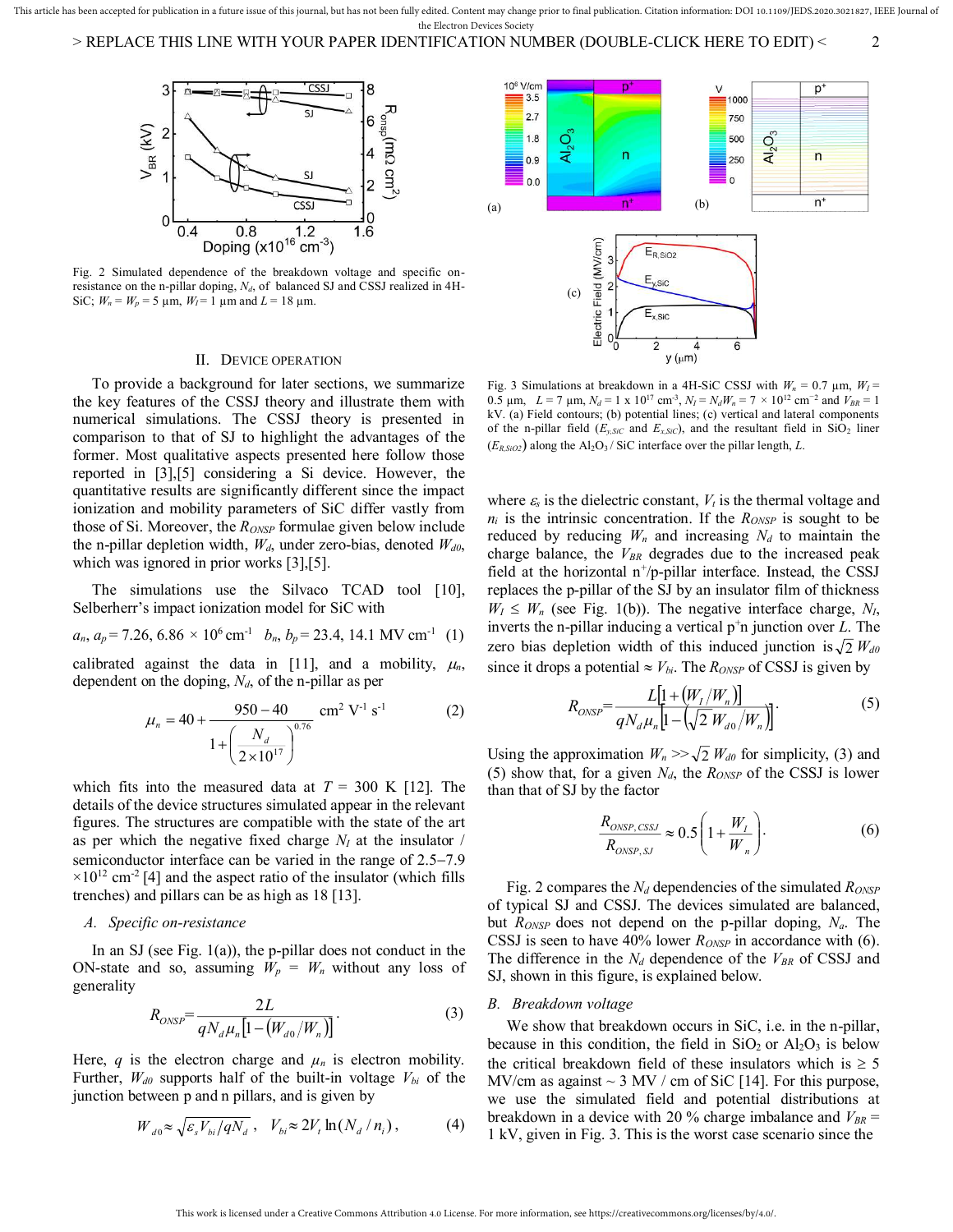Fig. 2 Simulated dependence of the breakdown voltage and specific on-resistance on the n-pillar doping, $N_d$, of balanced SJ and CSSJ realized in 4H-SiC; $W_n = W_p = 5$ µm, $W_I = 1$ µm and $L = 18$ µm.

## II. Device Operation

To provide a background for later sections, we summarize the key features of the CSSJ theory and illustrate them with numerical simulations. The CSSJ theory is presented in comparison to that of SJ to highlight the advantages of the former. Most qualitative aspects presented here follow those reported in [3],[5] considering a Si device. However, the quantitative results are significantly different since the impact ionization and mobility parameters of SiC differ vastly from those of Si. Moreover, the $R_{ONSP}$ formulae given below include the n-pillar depletion width, $W_d$, under zero-bias, denoted $W_{d0}$, which was ignored in prior works [3],[5].

The simulations use the Silvaco TCAD tool [10], Selberherr's impact ionization model for SiC with

$$a_n,\ a_p = 7.26,\ 6.86 \times 10^6\ \text{cm}^{-1} \quad b_n,\ b_p = 23.4,\ 14.1\ \text{MV cm}^{-1} \quad (1)$$

calibrated against the data in [11], and a mobility, $\mu_n$, dependent on the doping, $N_d$, of the n-pillar as per

$$\mu_n = 40 + \frac{950 - 40}{1 + \left(\dfrac{N_d}{2\times 10^{17}}\right)^{0.76}}\ \text{cm}^2\ \text{V}^{-1}\ \text{s}^{-1} \quad (2)$$

which fits into the measured data at $T = 300$ K [12]. The details of the device structures simulated appear in the relevant figures. The structures are compatible with the state of the art as per which the negative fixed charge $N_I$ at the insulator / semiconductor interface can be varied in the range of 2.5−7.9 $\times 10^{12}$ cm$^{-2}$ [4] and the aspect ratio of the insulator (which fills trenches) and pillars can be as high as 18 [13].

### A. Specific on-resistance

In an SJ (see Fig. 1(a)), the p-pillar does not conduct in the ON-state and so, assuming $W_p = W_n$ without any loss of generality

$$R_{ONSP} = \frac{2L}{qN_d\mu_n\left[1-\left(W_{d0}/W_n\right)\right]}. \quad (3)$$

Here, $q$ is the electron charge and $\mu_n$ is electron mobility. Further, $W_{d0}$ supports half of the built-in voltage $V_{bi}$ of the junction between p and n pillars, and is given by

$$W_{d0} \approx \sqrt{\varepsilon_s V_{bi}/qN_d}\,, \quad V_{bi} \approx 2V_t \ln(N_d/n_i)\,, \quad (4)$$

Fig. 3 Simulations at breakdown in a 4H-SiC CSSJ with $W_n = 0.7$ µm, $W_I = 0.5$ µm, $L = 7$ µm, $N_d = 1 \times 10^{17}$ cm$^{-3}$, $N_I = N_dW_n = 7 \times 10^{12}$ cm$^{-2}$ and $V_{BR} = 1$ kV. (a) Field contours; (b) potential lines; (c) vertical and lateral components of the n-pillar field ($E_{y,SiC}$ and $E_{x,SiC}$), and the resultant field in $SiO_2$ liner ($E_{R,SiO2}$) along the $Al_2O_3$ / SiC interface over the pillar length, $L$.

where $\varepsilon_s$ is the dielectric constant, $V_t$ is the thermal voltage and $n_i$ is the intrinsic concentration. If the $R_{ONSP}$ is sought to be reduced by reducing $W_n$ and increasing $N_d$ to maintain the charge balance, the $V_{BR}$ degrades due to the increased peak field at the horizontal n$^+$/p-pillar interface. Instead, the CSSJ replaces the p-pillar of the SJ by an insulator film of thickness $W_I \le W_n$ (see Fig. 1(b)). The negative interface charge, $N_I$, inverts the n-pillar inducing a vertical p$^+$n junction over $L$. The zero bias depletion width of this induced junction is $\sqrt{2}\,W_{d0}$ since it drops a potential $\approx V_{bi}$. The $R_{ONSP}$ of CSSJ is given by

$$R_{ONSP} = \frac{L\left[1+\left(W_I/W_n\right)\right]}{qN_d\mu_n\left[1-\left(\sqrt{2}\,W_{d0}/W_n\right)\right]}. \quad (5)$$

Using the approximation $W_n >> \sqrt{2}\,W_{d0}$ for simplicity, (3) and (5) show that, for a given $N_d$, the $R_{ONSP}$ of the CSSJ is lower than that of SJ by the factor

$$\frac{R_{ONSP,CSSJ}}{R_{ONSP,SJ}} \approx 0.5\left(1+\frac{W_I}{W_n}\right). \quad (6)$$

Fig. 2 compares the $N_d$ dependencies of the simulated $R_{ONSP}$ of typical SJ and CSSJ. The devices simulated are balanced, but $R_{ONSP}$ does not depend on the p-pillar doping, $N_a$. The CSSJ is seen to have 40% lower $R_{ONSP}$ in accordance with (6). The difference in the $N_d$ dependence of the $V_{BR}$ of CSSJ and SJ, shown in this figure, is explained below.

### B. Breakdown voltage

We show that breakdown occurs in SiC, i.e. in the n-pillar, because in this condition, the field in $SiO_2$ or $Al_2O_3$ is below the critical breakdown field of these insulators which is $\ge 5$ MV/cm as against ~ 3 MV / cm of SiC [14]. For this purpose, we use the simulated field and potential distributions at breakdown in a device with 20 % charge imbalance and $V_{BR}$ = 1 kV, given in Fig. 3. This is the worst case scenario since the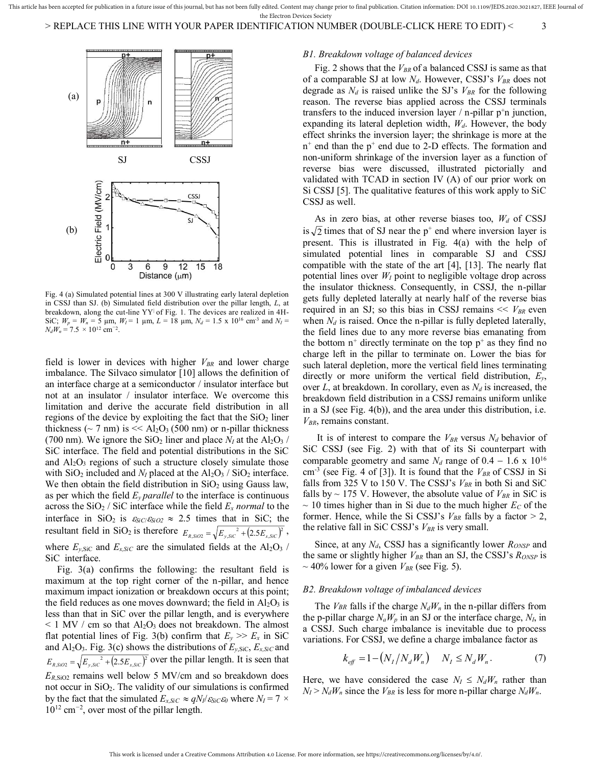Fig. 4 (a) Simulated potential lines at 300 V illustrating early lateral depletion in CSSJ than SJ. (b) Simulated field distribution over the pillar length, $L$, at breakdown, along the cut-line YY′ of Fig. 1. The devices are realized in 4H-SiC; $W_p = W_n = 5$ µm, $W_I = 1$ µm, $L = 18$ µm, $N_d = 1.5 \times 10^{16}$ cm$^{-3}$ and $N_I = N_d W_n = 7.5 \times 10^{12}$ cm$^{-2}$.

field is lower in devices with higher $V_{BR}$ and lower charge imbalance. The Silvaco simulator [10] allows the definition of an interface charge at a semiconductor / insulator interface but not at an insulator / insulator interface. We overcome this limitation and derive the accurate field distribution in all regions of the device by exploiting the fact that the $SiO_2$ liner thickness (~ 7 nm) is << $Al_2O_3$ (500 nm) or n-pillar thickness (700 nm). We ignore the $SiO_2$ liner and place $N_I$ at the $Al_2O_3$ / SiC interface. The field and potential distributions in the SiC and $Al_2O_3$ regions of such a structure closely simulate those with $SiO_2$ included and $N_I$ placed at the $Al_2O_3$ / $SiO_2$ interface. We then obtain the field distribution in $SiO_2$ using Gauss law, as per which the field $E_y$ *parallel* to the interface is continuous across the $SiO_2$ / SiC interface while the field $E_x$ *normal* to the interface in $SiO_2$ is $\varepsilon_{SiC}/\varepsilon_{SiO2} \approx 2.5$ times that in SiC; the resultant field in $SiO_2$ is therefore $E_{R,SiO2} = \sqrt{E_{y,SiC}^{\ 2} + (2.5E_{x,SiC})^2}$, where $E_{y,\text{SiC}}$ and $E_{x,\text{SiC}}$ are the simulated fields at the $Al_2O_3$ / SiC interface.

Fig. 3(a) confirms the following: the resultant field is maximum at the top right corner of the n-pillar, and hence maximum impact ionization or breakdown occurs at this point; the field reduces as one moves downward; the field in $Al_2O_3$ is less than that in SiC over the pillar length, and is everywhere < 1 MV / cm so that $Al_2O_3$ does not breakdown. The almost flat potential lines of Fig. 3(b) confirm that $E_y >> E_x$ in SiC and $Al_2O_3$. Fig. 3(c) shows the distributions of $E_{y,\text{SiC}}$, $E_{x,SiC}$ and $E_{R,SiO2} = \sqrt{E_{y,SiC}^{\ 2} + (2.5E_{x,SiC})^2}$ over the pillar length. It is seen that $E_{R,\text{SiO2}}$ remains well below 5 MV/cm and so breakdown does not occur in $SiO_2$. The validity of our simulations is confirmed by the fact that the simulated $E_{x,SiC} \approx qN_I/\varepsilon_{SiC}\varepsilon_0$ where $N_I = 7 \times 10^{12}$ cm$^{-2}$, over most of the pillar length.

### B1. Breakdown voltage of balanced devices

Fig. 2 shows that the $V_{BR}$ of a balanced CSSJ is same as that of a comparable SJ at low $N_d$. However, CSSJ's $V_{BR}$ does not degrade as $N_d$ is raised unlike the SJ's $V_{BR}$ for the following reason. The reverse bias applied across the CSSJ terminals transfers to the induced inversion layer / n-pillar p$^+$n junction, expanding its lateral depletion width, $W_d$. However, the body effect shrinks the inversion layer; the shrinkage is more at the n$^+$ end than the p$^+$ end due to 2-D effects. The formation and non-uniform shrinkage of the inversion layer as a function of reverse bias were discussed, illustrated pictorially and validated with TCAD in section IV (A) of our prior work on Si CSSJ [5]. The qualitative features of this work apply to SiC CSSJ as well.

As in zero bias, at other reverse biases too, $W_d$ of CSSJ is $\sqrt{2}$ times that of SJ near the p$^+$ end where inversion layer is present. This is illustrated in Fig. 4(a) with the help of simulated potential lines in comparable SJ and CSSJ compatible with the state of the art [4], [13]. The nearly flat potential lines over $W_I$ point to negligible voltage drop across the insulator thickness. Consequently, in CSSJ, the n-pillar gets fully depleted laterally at nearly half of the reverse bias required in an SJ; so this bias in CSSJ remains << $V_{BR}$ even when $N_d$ is raised. Once the n-pillar is fully depleted laterally, the field lines due to any more reverse bias emanating from the bottom n$^+$ directly terminate on the top p$^+$ as they find no charge left in the pillar to terminate on. Lower the bias for such lateral depletion, more the vertical field lines terminating directly or more uniform the vertical field distribution, $E_y$, over $L$, at breakdown. In corollary, even as $N_d$ is increased, the breakdown field distribution in a CSSJ remains uniform unlike in a SJ (see Fig. 4(b)), and the area under this distribution, i.e. $V_{BR}$, remains constant.

It is of interest to compare the $V_{BR}$ versus $N_d$ behavior of SiC CSSJ (see Fig. 2) with that of its Si counterpart with comparable geometry and same $N_d$ range of 0.4 – 1.6 x $10^{16}$ cm$^{-3}$ (see Fig. 4 of [3]). It is found that the $V_{BR}$ of CSSJ in Si falls from 325 V to 150 V. The CSSJ's $V_{BR}$ in both Si and SiC falls by ~ 175 V. However, the absolute value of $V_{BR}$ in SiC is ~ 10 times higher than in Si due to the much higher $E_C$ of the former. Hence, while the Si CSSJ's $V_{BR}$ falls by a factor > 2, the relative fall in SiC CSSJ's $V_{BR}$ is very small.

Since, at any $N_d$, CSSJ has a significantly lower $R_{ONSP}$ and the same or slightly higher $V_{BR}$ than an SJ, the CSSJ's $R_{ONSP}$ is ~ 40% lower for a given $V_{BR}$ (see Fig. 5).

### B2. Breakdown voltage of imbalanced devices

The $V_{BR}$ falls if the charge $N_dW_n$ in the n-pillar differs from the p-pillar charge $N_aW_p$ in an SJ or the interface charge, $N_I$, in a CSSJ. Such charge imbalance is inevitable due to process variations. For CSSJ, we define a charge imbalance factor as

$$k_{eff} = 1 - \left(N_I / N_d W_n\right) \quad N_I \le N_d W_n . \tag{7}$$

Here, we have considered the case $N_I \le N_dW_n$ rather than $N_I > N_dW_n$ since the $V_{BR}$ is less for more n-pillar charge $N_dW_n$.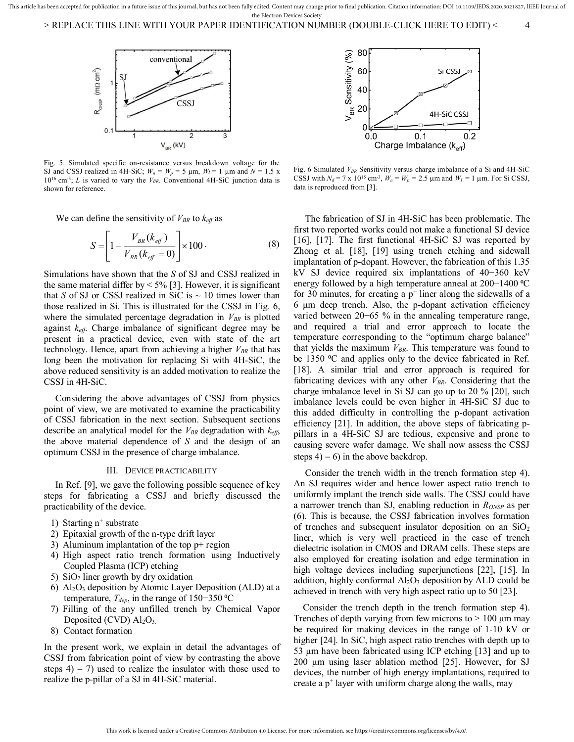Fig. 5. Simulated specific on-resistance versus breakdown voltage for the SJ and CSSJ realized in 4H-SiC; $W_n = W_p = 5$ μm, $W_I = 1$ μm and $N = 1.5 \times 10^{16}$ cm$^{-3}$; $L$ is varied to vary the $V_{BR}$. Conventional 4H-SiC junction data is shown for reference.

Fig. 6 Simulated $V_{BR}$ Sensitivity versus charge imbalance of a Si and 4H-SiC CSSJ with $N_d = 7 \times 10^{15}$ cm$^{-3}$, $W_n = W_p = 2.5$ μm and $W_I = 1$ μm. For Si CSSJ, data is reproduced from [3].

We can define the sensitivity of $V_{BR}$ to $k_{eff}$ as

$$S = \left[1 - \frac{V_{BR}(k_{eff})}{V_{BR}(k_{eff} = 0)}\right] \times 100 \cdot \quad (8)$$

Simulations have shown that the $S$ of SJ and CSSJ realized in the same material differ by < 5% [3]. However, it is significant that $S$ of SJ or CSSJ realized in SiC is ~ 10 times lower than those realized in Si. This is illustrated for the CSSJ in Fig. 6, where the simulated percentage degradation in $V_{BR}$ is plotted against $k_{eff}$. Charge imbalance of significant degree may be present in a practical device, even with state of the art technology. Hence, apart from achieving a higher $V_{BR}$ that has long been the motivation for replacing Si with 4H-SiC, the above reduced sensitivity is an added motivation to realize the CSSJ in 4H-SiC.

Considering the above advantages of CSSJ from physics point of view, we are motivated to examine the practicability of CSSJ fabrication in the next section. Subsequent sections describe an analytical model for the $V_{BR}$ degradation with $k_{eff}$, the above material dependence of $S$ and the design of an optimum CSSJ in the presence of charge imbalance.

## III. Device Practicability

In Ref. [9], we gave the following possible sequence of key steps for fabricating a CSSJ and briefly discussed the practicability of the device.

1) Starting n$^+$ substrate
2) Epitaxial growth of the n-type drift layer
3) Aluminum implantation of the top p+ region
4) High aspect ratio trench formation using Inductively Coupled Plasma (ICP) etching
5) $SiO_2$ liner growth by dry oxidation
6) $Al_2O_3$ deposition by Atomic Layer Deposition (ALD) at a temperature, $T_{dep}$, in the range of 150−350 ºC
7) Filling of the any unfilled trench by Chemical Vapor Deposited (CVD) $Al_2O_3$.
8) Contact formation

In the present work, we explain in detail the advantages of CSSJ from fabrication point of view by contrasting the above steps 4) – 7) used to realize the insulator with those used to realize the p-pillar of a SJ in 4H-SiC material.

The fabrication of SJ in 4H-SiC has been problematic. The first two reported works could not make a functional SJ device [16], [17]. The first functional 4H-SiC SJ was reported by Zhong et al. [18], [19] using trench etching and sidewall implantation of p-dopant. However, the fabrication of this 1.35 kV SJ device required six implantations of 40−360 keV energy followed by a high temperature anneal at 200−1400 ºC for 30 minutes, for creating a p$^+$ liner along the sidewalls of a 6 μm deep trench. Also, the p-dopant activation efficiency varied between 20−65 % in the annealing temperature range, and required a trial and error approach to locate the temperature corresponding to the "optimum charge balance" that yields the maximum $V_{BR}$. This temperature was found to be 1350 ºC and applies only to the device fabricated in Ref. [18]. A similar trial and error approach is required for fabricating devices with any other $V_{BR}$. Considering that the charge imbalance level in Si SJ can go up to 20 % [20], such imbalance levels could be even higher in 4H-SiC SJ due to this added difficulty in controlling the p-dopant activation efficiency [21]. In addition, the above steps of fabricating p-pillars in a 4H-SiC SJ are tedious, expensive and prone to causing severe wafer damage. We shall now assess the CSSJ steps 4) − 6) in the above backdrop.

Consider the trench width in the trench formation step 4). An SJ requires wider and hence lower aspect ratio trench to uniformly implant the trench side walls. The CSSJ could have a narrower trench than SJ, enabling reduction in $R_{ONSP}$ as per (6). This is because, the CSSJ fabrication involves formation of trenches and subsequent insulator deposition on an $SiO_2$ liner, which is very well practiced in the case of trench dielectric isolation in CMOS and DRAM cells. These steps are also employed for creating isolation and edge termination in high voltage devices including superjunctions [22], [15]. In addition, highly conformal $Al_2O_3$ deposition by ALD could be achieved in trench with very high aspect ratio up to 50 [23].

Consider the trench depth in the trench formation step 4). Trenches of depth varying from few microns to > 100 μm may be required for making devices in the range of 1-10 kV or higher [24]. In SiC, high aspect ratio trenches with depth up to 53 μm have been fabricated using ICP etching [13] and up to 200 μm using laser ablation method [25]. However, for SJ devices, the number of high energy implantations, required to create a p$^+$ layer with uniform charge along the walls, may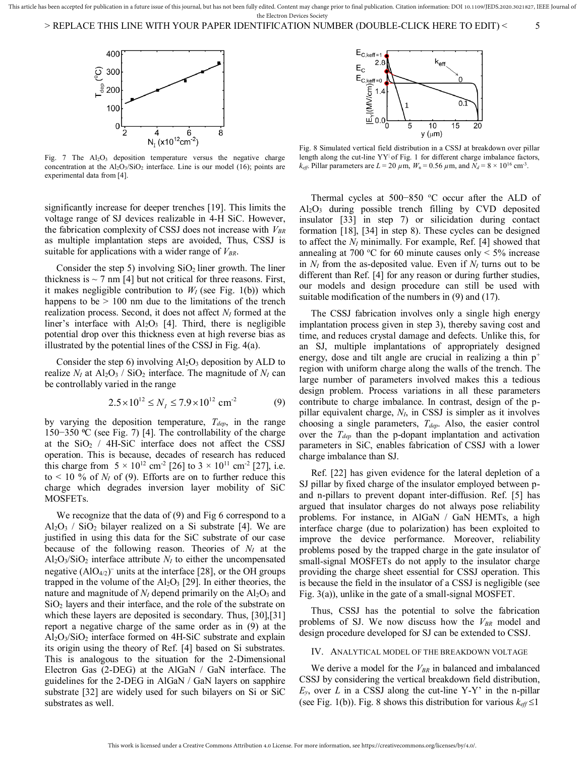Fig. 7 The $Al_2O_3$ deposition temperature versus the negative charge concentration at the $Al_2O_3/SiO_2$ interface. Line is our model (16); points are experimental data from [4].

Fig. 8 Simulated vertical field distribution in a CSSJ at breakdown over pillar length along the cut-line YY' of Fig. 1 for different charge imbalance factors, $k_{eff}$. Pillar parameters are $L = 20$ $\mu$m, $W_n = 0.56$ $\mu$m, and $N_d = 8 \times 10^{16}$ cm$^{-3}$.

significantly increase for deeper trenches [19]. This limits the voltage range of SJ devices realizable in 4-H SiC. However, the fabrication complexity of CSSJ does not increase with $V_{BR}$ as multiple implantation steps are avoided, Thus, CSSJ is suitable for applications with a wider range of $V_{BR}$.

Consider the step 5) involving $SiO_2$ liner growth. The liner thickness is ~ 7 nm [4] but not critical for three reasons. First, it makes negligible contribution to $W_I$ (see Fig. 1(b)) which happens to be > 100 nm due to the limitations of the trench realization process. Second, it does not affect $N_I$ formed at the liner's interface with $Al_2O_3$ [4]. Third, there is negligible potential drop over this thickness even at high reverse bias as illustrated by the potential lines of the CSSJ in Fig. 4(a).

Consider the step 6) involving $Al_2O_3$ deposition by ALD to realize $N_I$ at $Al_2O_3$ / $SiO_2$ interface. The magnitude of $N_I$ can be controllably varied in the range

$$2.5 \times 10^{12} \leq N_I \leq 7.9 \times 10^{12} \text{ cm}^{-2} \tag{9}$$

by varying the deposition temperature, $T_{dep}$, in the range 150−350 ºC (see Fig. 7) [4]. The controllability of the charge at the $SiO_2$ / 4H-SiC interface does not affect the CSSJ operation. This is because, decades of research has reduced this charge from $5 \times 10^{12}$ cm$^{-2}$ [26] to $3 \times 10^{11}$ cm$^{-2}$ [27], i.e. to < 10 % of $N_I$ of (9). Efforts are on to further reduce this charge which degrades inversion layer mobility of SiC MOSFETs.

We recognize that the data of (9) and Fig 6 correspond to a $Al_2O_3$ / $SiO_2$ bilayer realized on a Si substrate [4]. We are justified in using this data for the SiC substrate of our case because of the following reason. Theories of $N_I$ at the $Al_2O_3/SiO_2$ interface attribute $N_I$ to either the uncompensated negative $(AlO_{4/2})^-$ units at the interface [28], or the OH groups trapped in the volume of the $Al_2O_3$ [29]. In either theories, the nature and magnitude of $N_I$ depend primarily on the $Al_2O_3$ and $SiO_2$ layers and their interface, and the role of the substrate on which these layers are deposited is secondary. Thus, [30],[31] report a negative charge of the same order as in (9) at the $Al_2O_3/SiO_2$ interface formed on 4H-SiC substrate and explain its origin using the theory of Ref. [4] based on Si substrates. This is analogous to the situation for the 2-Dimensional Electron Gas (2-DEG) at the AlGaN / GaN interface. The guidelines for the 2-DEG in AlGaN / GaN layers on sapphire substrate [32] are widely used for such bilayers on Si or SiC substrates as well.

Thermal cycles at 500−850 ºC occur after the ALD of $Al_2O_3$ during possible trench filling by CVD deposited insulator [33] in step 7) or silicidation during contact formation [18], [34] in step 8). These cycles can be designed to affect the $N_I$ minimally. For example, Ref. [4] showed that annealing at 700 ºC for 60 minute causes only < 5% increase in $N_I$ from the as-deposited value. Even if $N_I$ turns out to be different than Ref. [4] for any reason or during further studies, our models and design procedure can still be used with suitable modification of the numbers in (9) and (17).

The CSSJ fabrication involves only a single high energy implantation process given in step 3), thereby saving cost and time, and reduces crystal damage and defects. Unlike this, for an SJ, multiple implantations of appropriately designed energy, dose and tilt angle are crucial in realizing a thin p$^+$ region with uniform charge along the walls of the trench. The large number of parameters involved makes this a tedious design problem. Process variations in all these parameters contribute to charge imbalance. In contrast, design of the p-pillar equivalent charge, $N_I$, in CSSJ is simpler as it involves choosing a single parameters, $T_{dep}$. Also, the easier control over the $T_{dep}$ than the p-dopant implantation and activation parameters in SiC, enables fabrication of CSSJ with a lower charge imbalance than SJ.

Ref. [22] has given evidence for the lateral depletion of a SJ pillar by fixed charge of the insulator employed between p- and n-pillars to prevent dopant inter-diffusion. Ref. [5] has argued that insulator charges do not always pose reliability problems. For instance, in AlGaN / GaN HEMTs, a high interface charge (due to polarization) has been exploited to improve the device performance. Moreover, reliability problems posed by the trapped charge in the gate insulator of small-signal MOSFETs do not apply to the insulator charge providing the charge sheet essential for CSSJ operation. This is because the field in the insulator of a CSSJ is negligible (see Fig. 3(a)), unlike in the gate of a small-signal MOSFET.

Thus, CSSJ has the potential to solve the fabrication problems of SJ. We now discuss how the $V_{BR}$ model and design procedure developed for SJ can be extended to CSSJ.

## IV. Analytical Model of the Breakdown Voltage

We derive a model for the $V_{BR}$ in balanced and imbalanced CSSJ by considering the vertical breakdown field distribution, $E_y$, over $L$ in a CSSJ along the cut-line Y-Y' in the n-pillar (see Fig. 1(b)). Fig. 8 shows this distribution for various $k_{eff} \leq 1$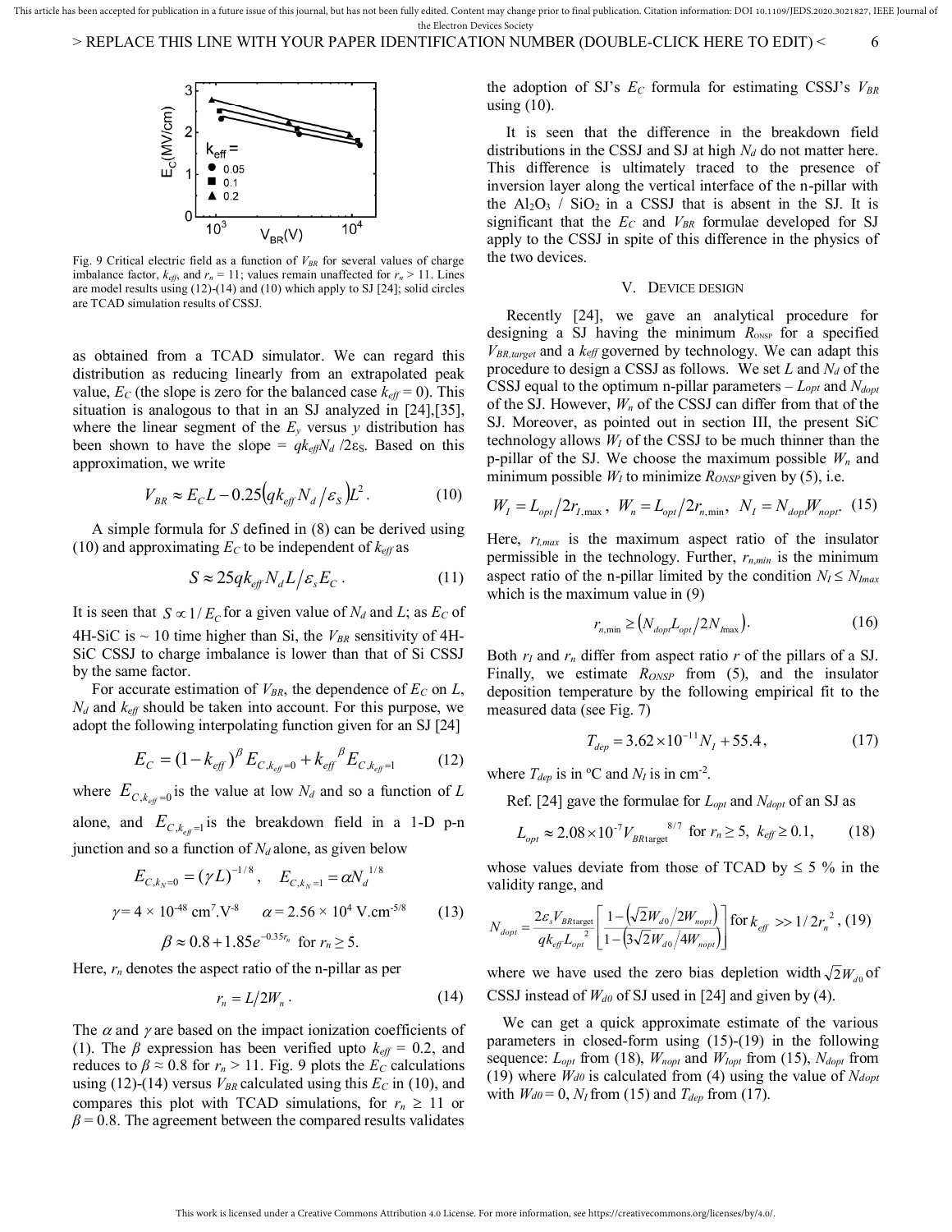Fig. 9 Critical electric field as a function of $V_{BR}$ for several values of charge imbalance factor, $k_{eff}$, and $r_n$ = 11; values remain unaffected for $r_n$ > 11. Lines are model results using (12)-(14) and (10) which apply to SJ [24]; solid circles are TCAD simulation results of CSSJ.

as obtained from a TCAD simulator. We can regard this distribution as reducing linearly from an extrapolated peak value, $E_C$ (the slope is zero for the balanced case $k_{eff}$ = 0). This situation is analogous to that in an SJ analyzed in [24],[35], where the linear segment of the $E_y$ versus $y$ distribution has been shown to have the slope = $qk_{eff}N_d/2\varepsilon_S$. Based on this approximation, we write

$$V_{BR} \approx E_C L - 0.25\left(qk_{eff}N_d/\varepsilon_S\right)L^2. \tag{10}$$

A simple formula for $S$ defined in (8) can be derived using (10) and approximating $E_C$ to be independent of $k_{eff}$ as

$$S \approx 25qk_{eff}N_d L/\varepsilon_s E_C. \tag{11}$$

It is seen that $S \propto 1/E_C$ for a given value of $N_d$ and $L$; as $E_C$ of 4H-SiC is ~ 10 time higher than Si, the $V_{BR}$ sensitivity of 4H-SiC CSSJ to charge imbalance is lower than that of Si CSSJ by the same factor.

For accurate estimation of $V_{BR}$, the dependence of $E_C$ on $L$, $N_d$ and $k_{eff}$ should be taken into account. For this purpose, we adopt the following interpolating function given for an SJ [24]

$$E_C = (1-k_{eff})^{\beta} E_{C,k_{eff}=0} + k_{eff}^{\beta} E_{C,k_{eff}=1} \tag{12}$$

where $E_{C,k_{eff}=0}$ is the value at low $N_d$ and so a function of $L$ alone, and $E_{C,k_{eff}=1}$ is the breakdown field in a 1-D p-n junction and so a function of $N_d$ alone, as given below

$$E_{C,k_N=0} = (\gamma L)^{-1/8}, \quad E_{C,k_N=1} = \alpha N_d^{1/8}$$
$$\gamma = 4 \times 10^{-48}\ \text{cm}^7.\text{V}^{-8} \qquad \alpha = 2.56 \times 10^4\ \text{V.cm}^{-5/8} \tag{13}$$
$$\beta \approx 0.8 + 1.85e^{-0.35 r_n} \ \text{ for } r_n \geq 5.$$

Here, $r_n$ denotes the aspect ratio of the n-pillar as per

$$r_n = L/2W_n. \tag{14}$$

The $\alpha$ and $\gamma$ are based on the impact ionization coefficients of (1). The $\beta$ expression has been verified upto $k_{eff}$ = 0.2, and reduces to $\beta \approx 0.8$ for $r_n$ > 11. Fig. 9 plots the $E_C$ calculations using (12)-(14) versus $V_{BR}$ calculated using this $E_C$ in (10), and compares this plot with TCAD simulations, for $r_n \geq 11$ or $\beta = 0.8$. The agreement between the compared results validates the adoption of SJ's $E_C$ formula for estimating CSSJ's $V_{BR}$ using (10).

It is seen that the difference in the breakdown field distributions in the CSSJ and SJ at high $N_d$ do not matter here. This difference is ultimately traced to the presence of inversion layer along the vertical interface of the n-pillar with the $Al_2O_3$ / $SiO_2$ in a CSSJ that is absent in the SJ. It is significant that the $E_C$ and $V_{BR}$ formulae developed for SJ apply to the CSSJ in spite of this difference in the physics of the two devices.

## V. Device Design

Recently [24], we gave an analytical procedure for designing a SJ having the minimum $R_{ONSP}$ for a specified $V_{BR,target}$ and a $k_{eff}$ governed by technology. We can adapt this procedure to design a CSSJ as follows. We set $L$ and $N_d$ of the CSSJ equal to the optimum n-pillar parameters – $L_{opt}$ and $N_{dopt}$ of the SJ. However, $W_n$ of the CSSJ can differ from that of the SJ. Moreover, as pointed out in section III, the present SiC technology allows $W_I$ of the CSSJ to be much thinner than the p-pillar of the SJ. We choose the maximum possible $W_n$ and minimum possible $W_I$ to minimize $R_{ONSP}$ given by (5), i.e.

$$W_I = L_{opt}/2r_{I,\max},\ W_n = L_{opt}/2r_{n,\min},\ N_I = N_{dopt}W_{nopt}. \tag{15}$$

Here, $r_{I,max}$ is the maximum aspect ratio of the insulator permissible in the technology. Further, $r_{n,min}$ is the minimum aspect ratio of the n-pillar limited by the condition $N_I \leq N_{Imax}$ which is the maximum value in (9)

$$r_{n,\min} \geq \left(N_{dopt}L_{opt}/2N_{I\max}\right). \tag{16}$$

Both $r_I$ and $r_n$ differ from aspect ratio $r$ of the pillars of a SJ. Finally, we estimate $R_{ONSP}$ from (5), and the insulator deposition temperature by the following empirical fit to the measured data (see Fig. 7)

$$T_{dep} = 3.62 \times 10^{-11} N_I + 55.4, \tag{17}$$

where $T_{dep}$ is in ºC and $N_I$ is in cm$^{-2}$.

Ref. [24] gave the formulae for $L_{opt}$ and $N_{dopt}$ of an SJ as

$$L_{opt} \approx 2.08 \times 10^{-7} V_{BR\text{target}}^{\ 8/7} \ \text{ for } r_n \geq 5,\ k_{eff} \geq 0.1, \tag{18}$$

whose values deviate from those of TCAD by ≤ 5 % in the validity range, and

$$N_{dopt} = \frac{2\varepsilon_s V_{BR\text{target}}}{qk_{eff}L_{opt}^{\ 2}}\left[\frac{1-\left(\sqrt{2}W_{d0}/2W_{nopt}\right)}{1-\left(3\sqrt{2}W_{d0}/4W_{nopt}\right)}\right] \text{for } k_{eff} >> 1/2r_n^{\ 2}, \tag{19}$$

where we have used the zero bias depletion width $\sqrt{2}W_{d0}$ of CSSJ instead of $W_{d0}$ of SJ used in [24] and given by (4).

We can get a quick approximate estimate of the various parameters in closed-form using (15)-(19) in the following sequence: $L_{opt}$ from (18), $W_{nopt}$ and $W_{Iopt}$ from (15), $N_{dopt}$ from (19) where $W_{d0}$ is calculated from (4) using the value of $N_{dopt}$ with $W_{d0}$ = 0, $N_I$ from (15) and $T_{dep}$ from (17).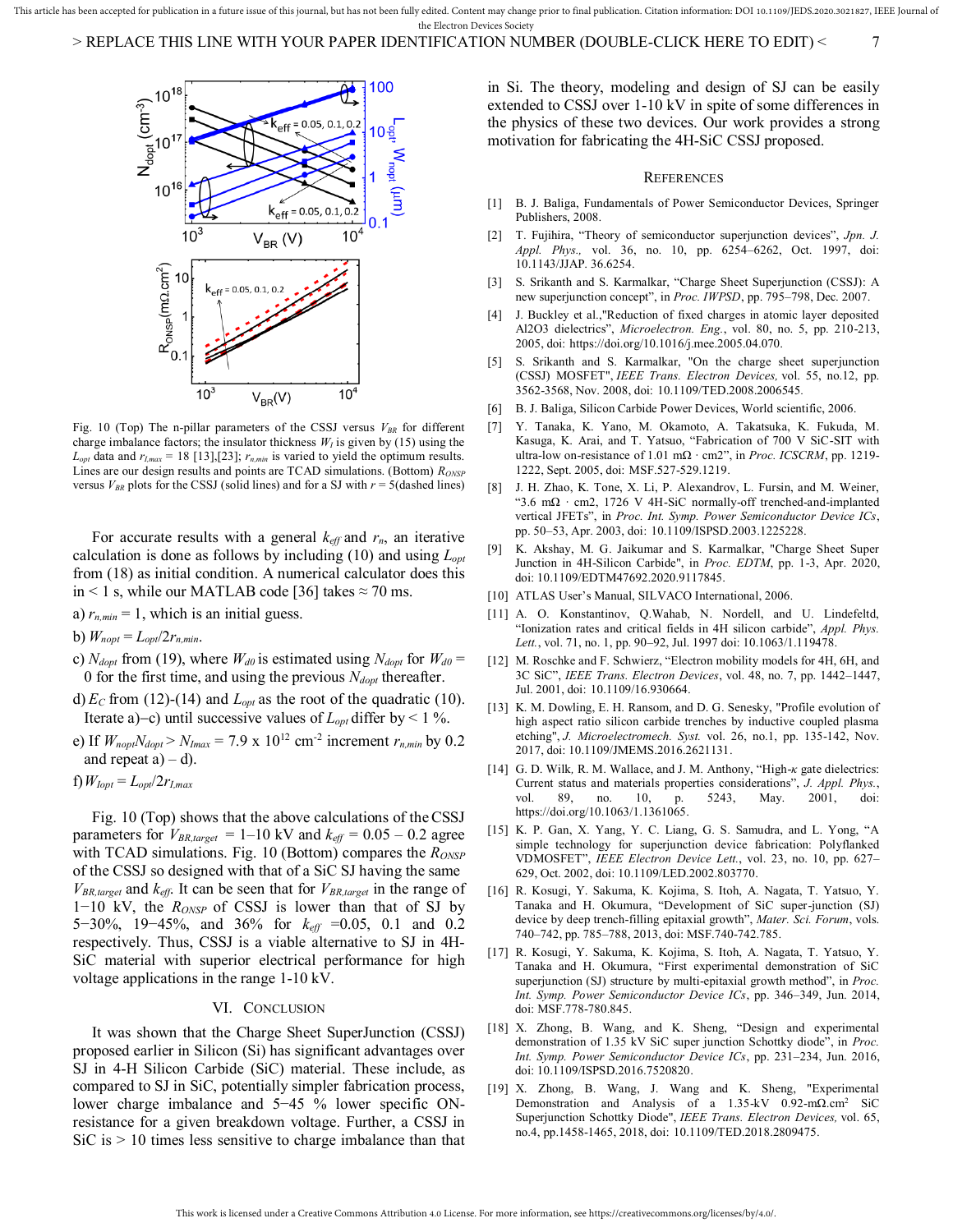Fig. 10 (Top) The n-pillar parameters of the CSSJ versus $V_{BR}$ for different charge imbalance factors; the insulator thickness $W_I$ is given by (15) using the $L_{opt}$ data and $r_{I,max}$ = 18 [13],[23]; $r_{n,min}$ is varied to yield the optimum results. Lines are our design results and points are TCAD simulations. (Bottom) $R_{ONSP}$ versus $V_{BR}$ plots for the CSSJ (solid lines) and for a SJ with $r$ = 5(dashed lines)

For accurate results with a general $k_{eff}$ and $r_n$, an iterative calculation is done as follows by including (10) and using $L_{opt}$ from (18) as initial condition. A numerical calculator does this in < 1 s, while our MATLAB code [36] takes ≈ 70 ms.

a) $r_{n,min}$ = 1, which is an initial guess.

b) $W_{nopt} = L_{opt}/2r_{n,min}$.

c) $N_{dopt}$ from (19), where $W_{d0}$ is estimated using $N_{dopt}$ for $W_{d0}$ = 0 for the first time, and using the previous $N_{dopt}$ thereafter.

d) $E_C$ from (12)-(14) and $L_{opt}$ as the root of the quadratic (10). Iterate a)–c) until successive values of $L_{opt}$ differ by < 1 %.

e) If $W_{nopt}N_{dopt} > N_{Imax}$ = 7.9 x $10^{12}$ cm$^{-2}$ increment $r_{n,min}$ by 0.2 and repeat a) – d).

f) $W_{Iopt} = L_{opt}/2r_{I,max}$

Fig. 10 (Top) shows that the above calculations of the CSSJ parameters for $V_{BR,target}$ = 1–10 kV and $k_{eff}$ = 0.05 – 0.2 agree with TCAD simulations. Fig. 10 (Bottom) compares the $R_{ONSP}$ of the CSSJ so designed with that of a SiC SJ having the same $V_{BR,target}$ and $k_{eff}$. It can be seen that for $V_{BR,target}$ in the range of 1−10 kV, the $R_{ONSP}$ of CSSJ is lower than that of SJ by 5−30%, 19−45%, and 36% for $k_{eff}$ =0.05, 0.1 and 0.2 respectively. Thus, CSSJ is a viable alternative to SJ in 4H-SiC material with superior electrical performance for high voltage applications in the range 1-10 kV.

## VI. Conclusion

It was shown that the Charge Sheet SuperJunction (CSSJ) proposed earlier in Silicon (Si) has significant advantages over SJ in 4-H Silicon Carbide (SiC) material. These include, as compared to SJ in SiC, potentially simpler fabrication process, lower charge imbalance and 5−45 % lower specific ON-resistance for a given breakdown voltage. Further, a CSSJ in SiC is > 10 times less sensitive to charge imbalance than that in Si. The theory, modeling and design of SJ can be easily extended to CSSJ over 1-10 kV in spite of some differences in the physics of these two devices. Our work provides a strong motivation for fabricating the 4H-SiC CSSJ proposed.

## References

[1] B. J. Baliga, Fundamentals of Power Semiconductor Devices, Springer Publishers, 2008.

[2] T. Fujihira, "Theory of semiconductor superjunction devices", *Jpn. J. Appl. Phys*., vol. 36, no. 10, pp. 6254–6262, Oct. 1997, doi: 10.1143/JJAP. 36.6254.

[3] S. Srikanth and S. Karmalkar, "Charge Sheet Superjunction (CSSJ): A new superjunction concept", in *Proc. IWPSD*, pp. 795–798, Dec. 2007.

[4] J. Buckley et al.,"Reduction of fixed charges in atomic layer deposited Al2O3 dielectrics", *Microelectroen. Eng.*, vol. 80, no. 5, pp. 210-213, 2005, doi: https://doi.org/10.1016/j.mee.2005.04.070.

[5] S. Srikanth and S. Karmalkar, "On the charge sheet superjunction (CSSJ) MOSFET", *IEEE Trans. Electron Devices,* vol. 55, no.12, pp. 3562-3568, Nov. 2008, doi: 10.1109/TED.2008.2006545.

[6] B. J. Baliga, Silicon Carbide Power Devices, World scientific, 2006.

[7] Y. Tanaka, K. Yano, M. Okamoto, A. Takatsuka, K. Fukuda, M. Kasuga, K. Arai, and T. Yatsuo, "Fabrication of 700 V SiC-SIT with ultra-low on-resistance of 1.01 mΩ · cm2", in *Proc. ICSCRM*, pp. 1219-1222, Sept. 2005, doi: MSF.527-529.1219.

[8] J. H. Zhao, K. Tone, X. Li, P. Alexandrov, L. Fursin, and M. Weiner, "3.6 mΩ · cm2, 1726 V 4H-SiC normally-off trenched-and-implanted vertical JFETs", in *Proc. Int. Symp. Power Semiconductor Device ICs*, pp. 50–53, Apr. 2003, doi: 10.1109/ISPSD.2003.1225228.

[9] K. Akshay, M. G. Jaikumar and S. Karmalkar, "Charge Sheet Super Junction in 4H-Silicon Carbide", in *Proc. EDTM*, pp. 1-3, Apr. 2020, doi: 10.1109/EDTM47692.2020.9117845.

[10] ATLAS User's Manual, SILVACO International, 2006.

[11] A. O. Konstantinov, Q.Wahab, N. Nordell, and U. Lindefeldt, "Ionization rates and critical fields in 4H silicon carbide", *Appl. Phys. Lett.*, vol. 71, no. 1, pp. 90–92, Jul. 1997 doi: 10.1063/1.119478.

[12] M. Roschke and F. Schwierz, "Electron mobility models for 4H, 6H, and 3C SiC", *IEEE Trans. Electron Devices*, vol. 48, no. 7, pp. 1442–1447, Jul. 2001, doi: 10.1109/16.930664.

[13] K. M. Dowling, E. H. Ransom, and D. G. Senesky, "Profile evolution of high aspect ratio silicon carbide trenches by inductive coupled plasma etching", *J. Microelectromech. Syst.* vol. 26, no.1, pp. 135-142, Nov. 2017, doi: 10.1109/JMEMS.2016.2621131.

[14] G. D. Wilk, R. M. Wallace, and J. M. Anthony, "High-κ gate dielectrics: Current status and materials properties considerations", *J. Appl. Phys.*, vol. 89, no. 10, p. 5243, May. 2001, doi: https://doi.org/10.1063/1.1361065.

[15] K. P. Gan, X. Yang, Y. C. Liang, G. S. Samudra, and L. Yong, "A simple technology for superjunction device fabrication: Polyflanked VDMOSFET", *IEEE Electron Device Lett.*, vol. 23, no. 10, pp. 627–629, Oct. 2002, doi: 10.1109/LED.2002.803770.

[16] R. Kosugi, Y. Sakuma, K. Kojima, S. Itoh, A. Nagata, T. Yatsuo, Y. Tanaka and H. Okumura, "Development of SiC super-junction (SJ) device by deep trench-filling epitaxial growth", *Mater. Sci. Forum*, vols. 740–742, pp. 785–788, 2013, doi: MSF.740-742.785.

[17] R. Kosugi, Y. Sakuma, K. Kojima, S. Itoh, A. Nagata, T. Yatsuo, Y. Tanaka and H. Okumura, "First experimental demonstration of SiC superjunction (SJ) structure by multi-epitaxial growth method", in *Proc. Int. Symp. Power Semiconductor Device ICs*, pp. 346–349, Jun. 2014, doi: MSF.778-780.845.

[18] X. Zhong, B. Wang, and K. Sheng, "Design and experimental demonstration of 1.35 kV SiC super junction Schottky diode", in *Proc. Int. Symp. Power Semiconductor Device ICs*, pp. 231–234, Jun. 2016, doi: 10.1109/ISPSD.2016.7520820.

[19] X. Zhong, B. Wang, J. Wang and K. Sheng, "Experimental Demonstration and Analysis of a 1.35-kV 0.92-mΩ.cm$^2$ SiC Superjunction Schottky Diode", *IEEE Trans. Electron Devices,* vol. 65, no.4, pp.1458-1465, 2018, doi: 10.1109/TED.2018.2809475.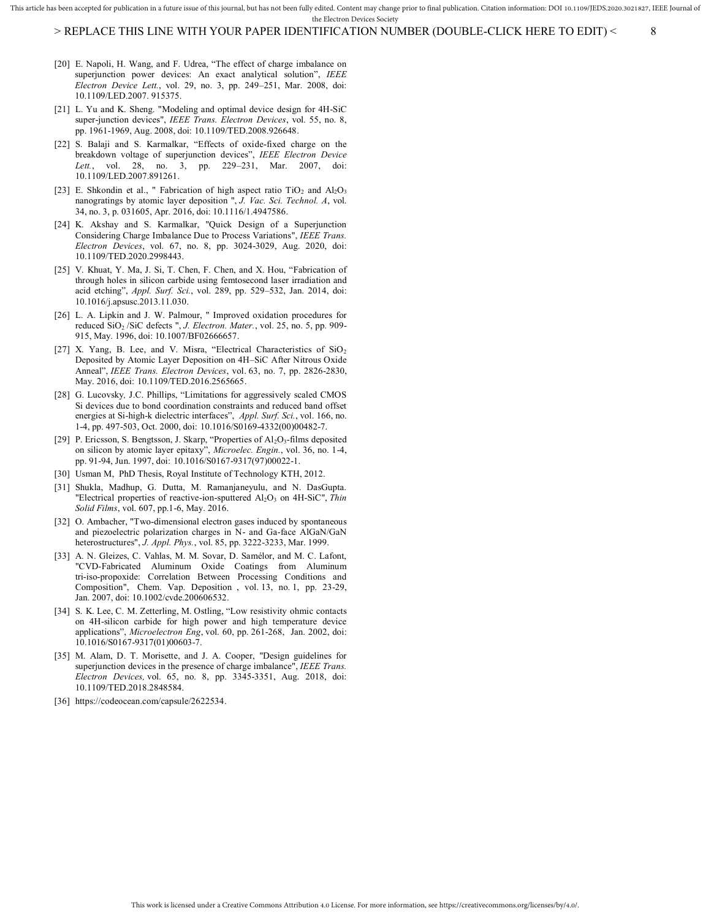[20] E. Napoli, H. Wang, and F. Udrea, "The effect of charge imbalance on superjunction power devices: An exact analytical solution", *IEEE Electron Device Lett.*, vol. 29, no. 3, pp. 249–251, Mar. 2008, doi: 10.1109/LED.2007. 915375.

[21] L. Yu and K. Sheng. "Modeling and optimal device design for 4H-SiC super-junction devices", *IEEE Trans. Electron Devices*, vol. 55, no. 8, pp. 1961-1969, Aug. 2008, doi: 10.1109/TED.2008.926648.

[22] S. Balaji and S. Karmalkar, "Effects of oxide-fixed charge on the breakdown voltage of superjunction devices", *IEEE Electron Device Lett.*, vol. 28, no. 3, pp. 229–231, Mar. 2007, doi: 10.1109/LED.2007.891261.

[23] E. Shkondin et al., " Fabrication of high aspect ratio $TiO_2$ and $Al_2O_3$ nanogratings by atomic layer deposition ", *J. Vac. Sci. Technol. A*, vol. 34, no. 3, p. 031605, Apr. 2016, doi: 10.1116/1.4947586.

[24] K. Akshay and S. Karmalkar, "Quick Design of a Superjunction Considering Charge Imbalance Due to Process Variations", *IEEE Trans. Electron Devices*, vol. 67, no. 8, pp. 3024-3029, Aug. 2020, doi: 10.1109/TED.2020.2998443.

[25] V. Khuat, Y. Ma, J. Si, T. Chen, F. Chen, and X. Hou, "Fabrication of through holes in silicon carbide using femtosecond laser irradiation and acid etching", *Appl. Surf. Sci.*, vol. 289, pp. 529–532, Jan. 2014, doi: 10.1016/j.apsusc.2013.11.030.

[26] L. A. Lipkin and J. W. Palmour, " Improved oxidation procedures for reduced $SiO_2$ /SiC defects ", *J. Electron. Mater.*, vol. 25, no. 5, pp. 909-915, May. 1996, doi: 10.1007/BF02666657.

[27] X. Yang, B. Lee, and V. Misra, "Electrical Characteristics of $SiO_2$ Deposited by Atomic Layer Deposition on 4H–SiC After Nitrous Oxide Anneal", *IEEE Trans. Electron Devices*, vol. 63, no. 7, pp. 2826-2830, May. 2016, doi: 10.1109/TED.2016.2565665.

[28] G. Lucovsky, J.C. Phillips, "Limitations for aggressively scaled CMOS Si devices due to bond coordination constraints and reduced band offset energies at Si-high-k dielectric interfaces", *Appl. Surf. Sci.*, vol. 166, no. 1-4, pp. 497-503, Oct. 2000, doi: 10.1016/S0169-4332(00)00482-7.

[29] P. Ericsson, S. Bengtsson, J. Skarp, "Properties of $Al_2O_3$-films deposited on silicon by atomic layer epitaxy", *Microelec. Engin.*, vol. 36, no. 1-4, pp. 91-94, Jun. 1997, doi: 10.1016/S0167-9317(97)00022-1.

[30] Usman M, PhD Thesis, Royal Institute of Technology KTH, 2012.

[31] Shukla, Madhup, G. Dutta, M. Ramanjaneyulu, and N. DasGupta. "Electrical properties of reactive-ion-sputtered $Al_2O_3$ on 4H-SiC", *Thin Solid Films*, vol. 607, pp.1-6, May. 2016.

[32] O. Ambacher, "Two-dimensional electron gases induced by spontaneous and piezoelectric polarization charges in N- and Ga-face AlGaN/GaN heterostructures", *J. Appl. Phys.*, vol. 85, pp. 3222-3233, Mar. 1999.

[33] A. N. Gleizes, C. Vahlas, M. M. Sovar, D. Samélor, and M. C. Lafont, "CVD-Fabricated Aluminum Oxide Coatings from Aluminum tri-iso-propoxide: Correlation Between Processing Conditions and Composition", Chem. Vap. Deposition , vol. 13, no. 1, pp. 23-29, Jan. 2007, doi: 10.1002/cvde.200606532.

[34] S. K. Lee, C. M. Zetterling, M. Ostling, "Low resistivity ohmic contacts on 4H-silicon carbide for high power and high temperature device applications", *Microelectron Eng*, vol. 60, pp. 261-268, Jan. 2002, doi: 10.1016/S0167-9317(01)00603-7.

[35] M. Alam, D. T. Morisette, and J. A. Cooper, "Design guidelines for superjunction devices in the presence of charge imbalance", *IEEE Trans. Electron Devices,* vol. 65, no. 8, pp. 3345-3351, Aug. 2018, doi: 10.1109/TED.2018.2848584.

[36] https://codeocean.com/capsule/2622534.